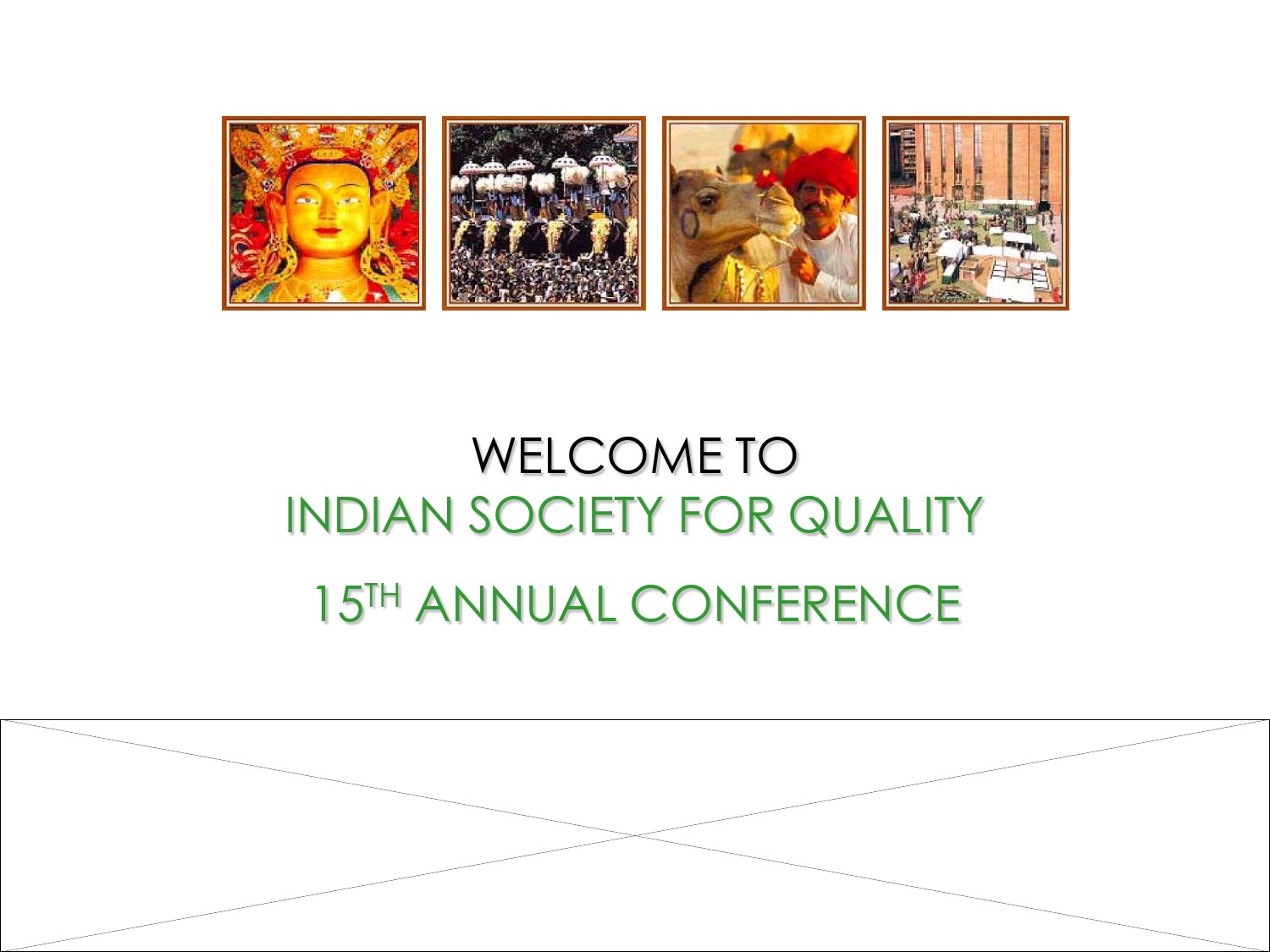# WELCOME TO

# INDIAN SOCIETY FOR QUALITY

# 15TH ANNUAL CONFERENCE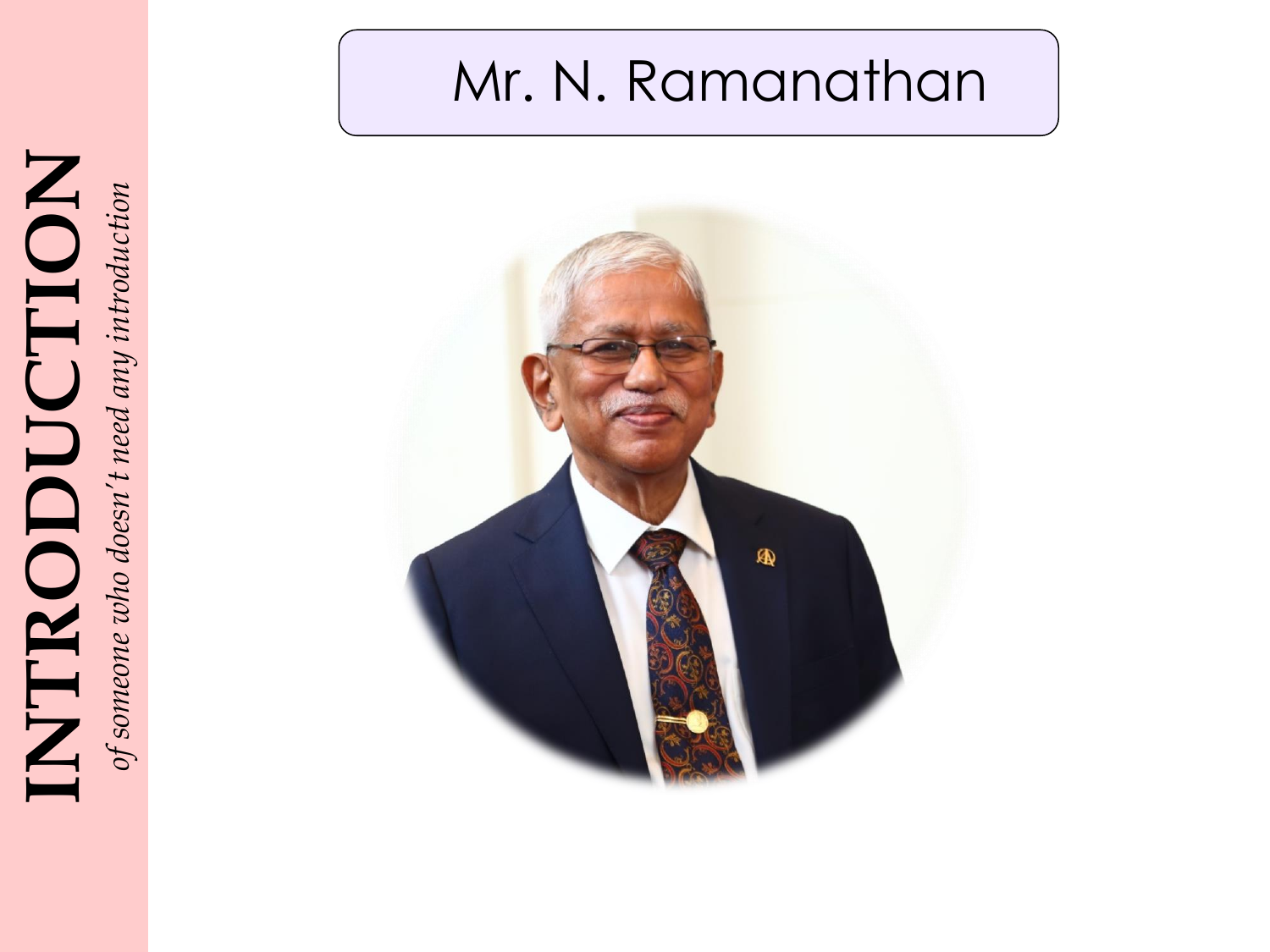# INTRODUCTION

*of someone who doesn't need any introduction*

## Mr. N. Ramanathan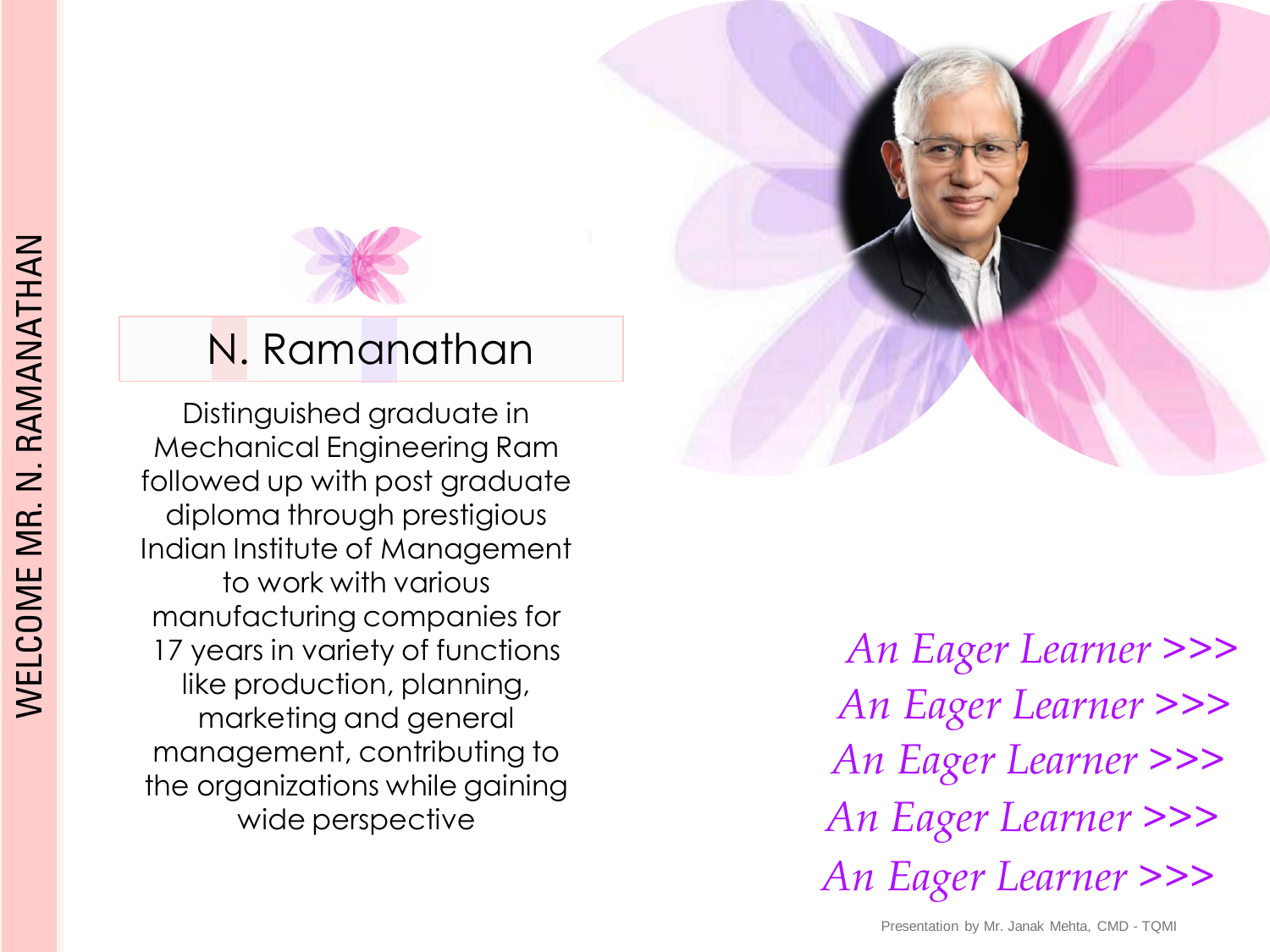WELCOME MR. N. RAMANATHAN

# N. Ramanathan

Distinguished graduate in Mechanical Engineering Ram followed up with post graduate diploma through prestigious Indian Institute of Management to work with various manufacturing companies for 17 years in variety of functions like production, planning, marketing and general management, contributing to the organizations while gaining wide perspective

*An Eager Learner >>>*
*An Eager Learner >>>*
*An Eager Learner >>>*
*An Eager Learner >>>*
*An Eager Learner >>>*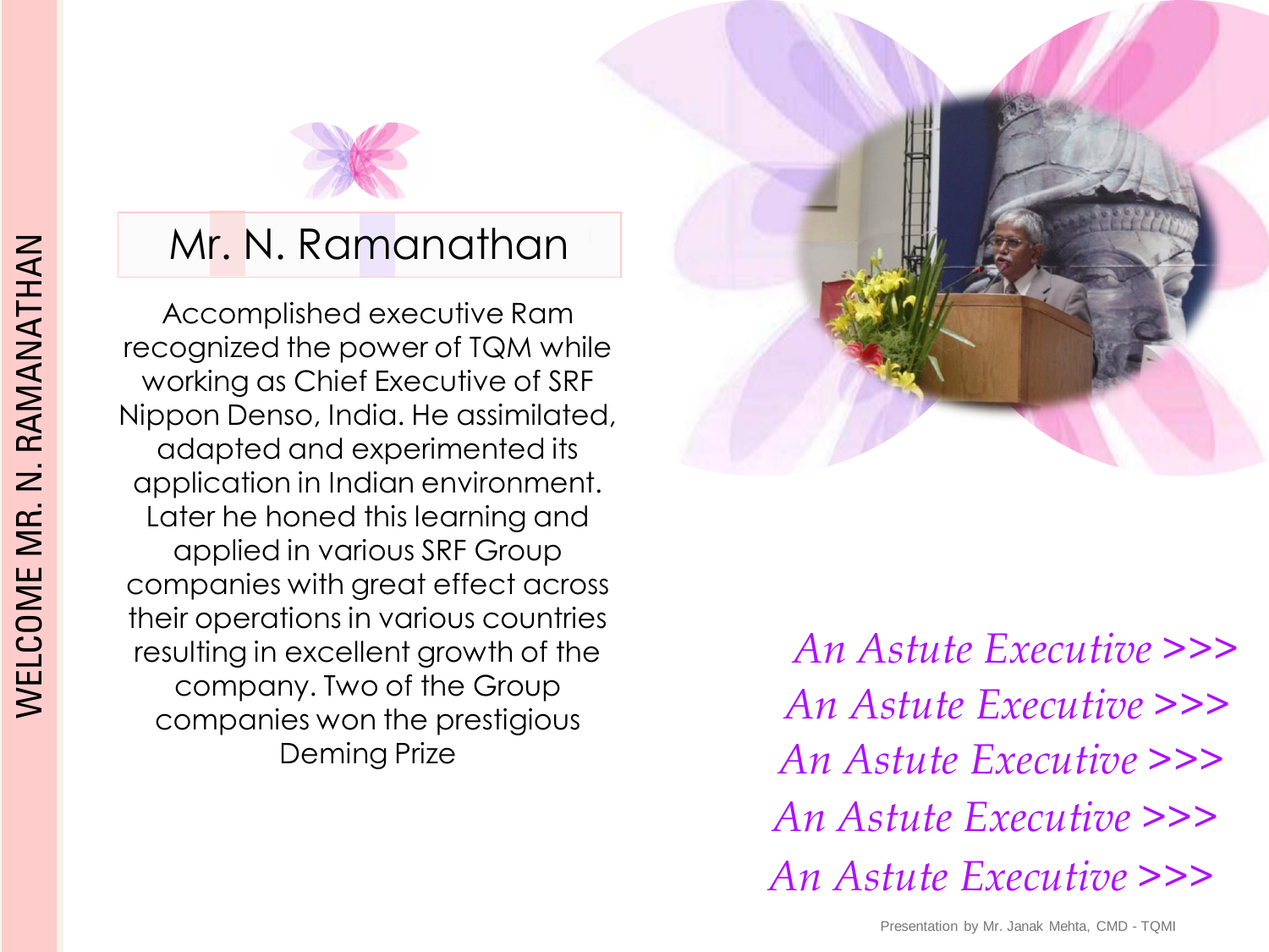WELCOME MR. N. RAMANATHAN

# Mr. N. Ramanathan

Accomplished executive Ram recognized the power of TQM while working as Chief Executive of SRF Nippon Denso, India. He assimilated, adapted and experimented its application in Indian environment. Later he honed this learning and applied in various SRF Group companies with great effect across their operations in various countries resulting in excellent growth of the company. Two of the Group companies won the prestigious Deming Prize

*An Astute Executive >>>*

*An Astute Executive >>>*

*An Astute Executive >>>*

*An Astute Executive >>>*

*An Astute Executive >>>*

Presentation by Mr. Janak Mehta, CMD - TQMI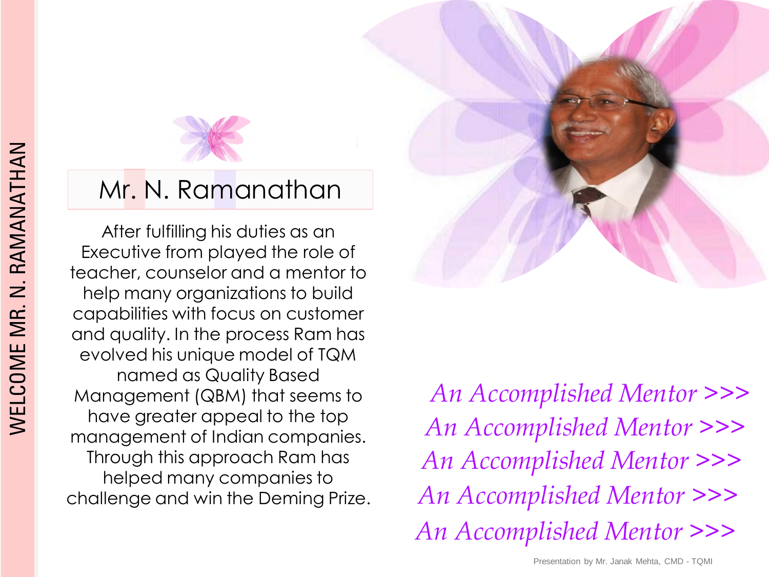WELCOME MR. N. RAMANATHAN

## Mr. N. Ramanathan

After fulfilling his duties as an Executive from played the role of teacher, counselor and a mentor to help many organizations to build capabilities with focus on customer and quality. In the process Ram has evolved his unique model of TQM named as Quality Based Management (QBM) that seems to have greater appeal to the top management of Indian companies. Through this approach Ram has helped many companies to challenge and win the Deming Prize.

*An Accomplished Mentor >>>*

*An Accomplished Mentor >>>*

*An Accomplished Mentor >>>*

*An Accomplished Mentor >>>*

*An Accomplished Mentor >>>*

Presentation by Mr. Janak Mehta, CMD - TQMI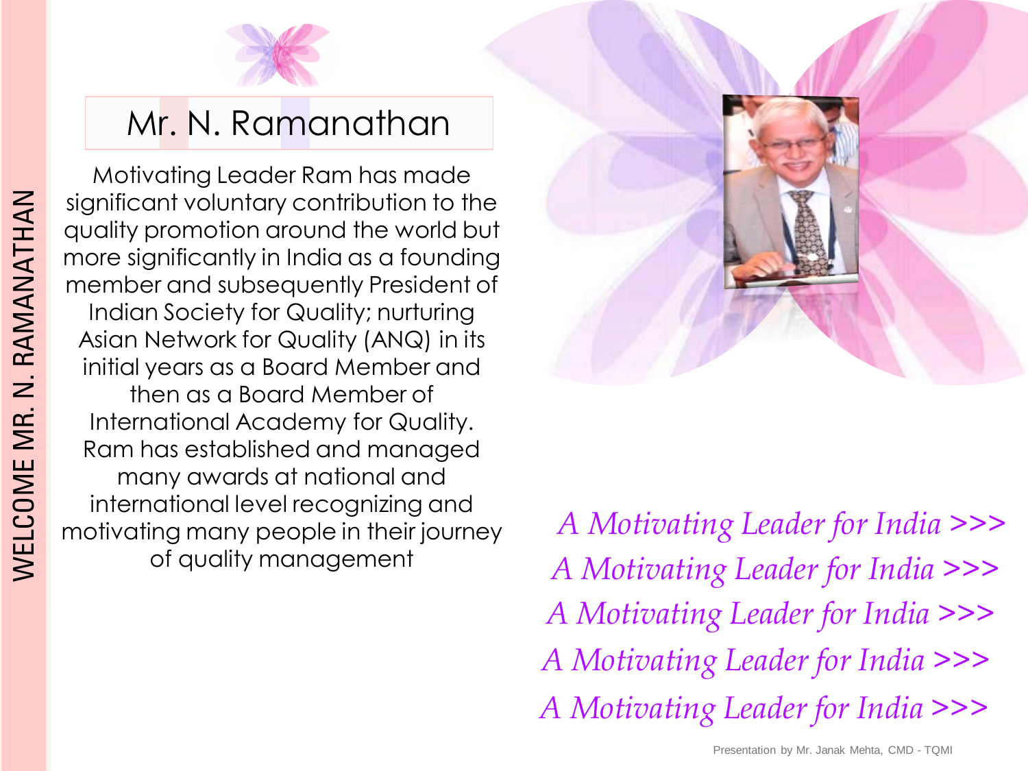WELCOME MR. N. RAMANATHAN

# Mr. N. Ramanathan

Motivating Leader Ram has made significant voluntary contribution to the quality promotion around the world but more significantly in India as a founding member and subsequently President of Indian Society for Quality; nurturing Asian Network for Quality (ANQ) in its initial years as a Board Member and then as a Board Member of International Academy for Quality. Ram has established and managed many awards at national and international level recognizing and motivating many people in their journey of quality management

*A Motivating Leader for India >>>*
*A Motivating Leader for India >>>*
*A Motivating Leader for India >>>*
*A Motivating Leader for India >>>*
*A Motivating Leader for India >>>*

Presentation by Mr. Janak Mehta, CMD - TQMI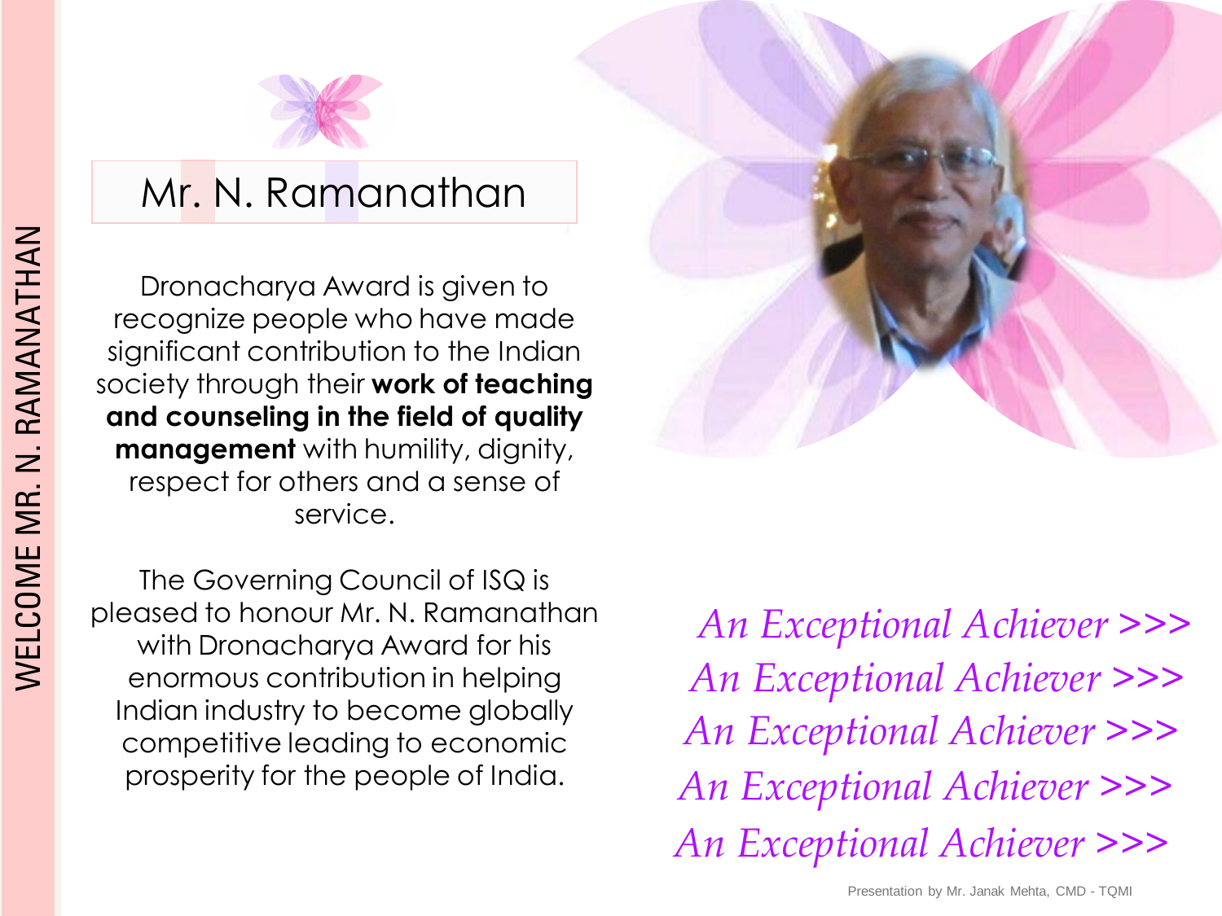WELCOME MR. N. RAMANATHAN

# Mr. N. Ramanathan

Dronacharya Award is given to recognize people who have made significant contribution to the Indian society through their **work of teaching and counseling in the field of quality management** with humility, dignity, respect for others and a sense of service.

The Governing Council of ISQ is pleased to honour Mr. N. Ramanathan with Dronacharya Award for his enormous contribution in helping Indian industry to become globally competitive leading to economic prosperity for the people of India.

*An Exceptional Achiever >>>*
*An Exceptional Achiever >>>*
*An Exceptional Achiever >>>*
*An Exceptional Achiever >>>*
*An Exceptional Achiever >>>*

Presentation by Mr. Janak Mehta, CMD - TQMI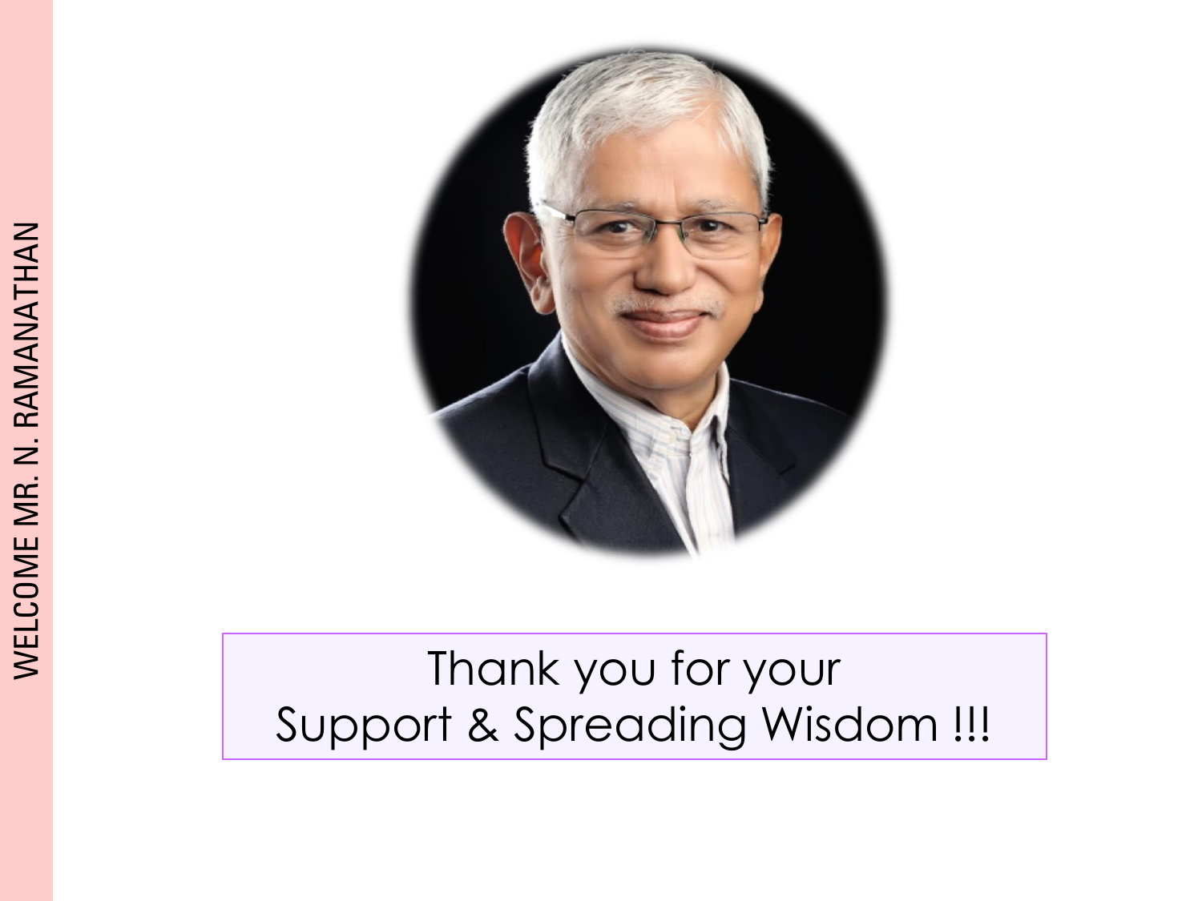WELCOME MR. N. RAMANATHAN

Thank you for your
Support & Spreading Wisdom !!!